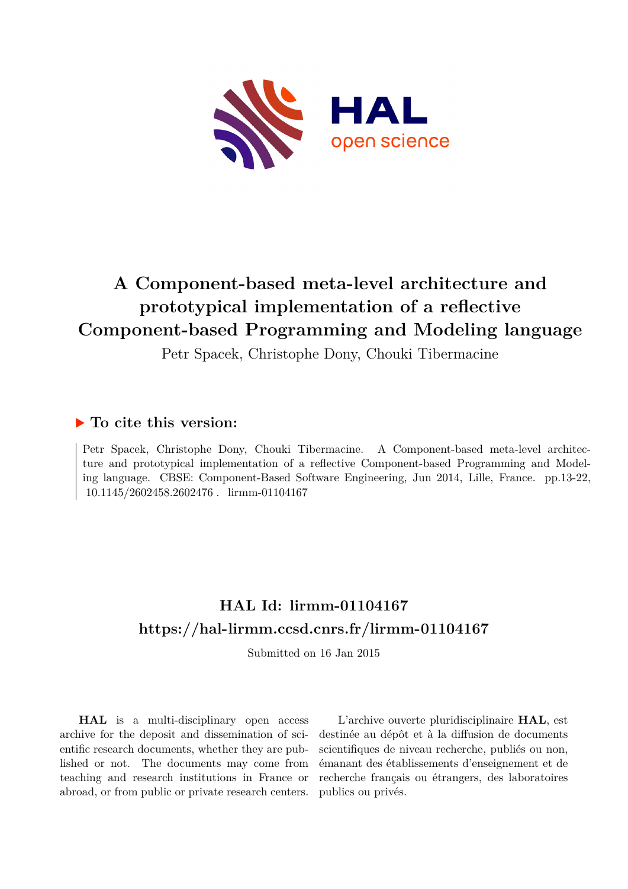# A Component-based meta-level architecture and prototypical implementation of a reflective Component-based Programming and Modeling language

Petr Spacek, Christophe Dony, Chouki Tibermacine

## ▶ To cite this version:

Petr Spacek, Christophe Dony, Chouki Tibermacine. A Component-based meta-level architecture and prototypical implementation of a reflective Component-based Programming and Modeling language. CBSE: Component-Based Software Engineering, Jun 2014, Lille, France. pp.13-22, 10.1145/2602458.2602476 . lirmm-01104167

**HAL Id: lirmm-01104167**

**https://hal-lirmm.ccsd.cnrs.fr/lirmm-01104167**

Submitted on 16 Jan 2015

**HAL** is a multi-disciplinary open access archive for the deposit and dissemination of scientific research documents, whether they are published or not. The documents may come from teaching and research institutions in France or abroad, or from public or private research centers.

L'archive ouverte pluridisciplinaire **HAL**, est destinée au dépôt et à la diffusion de documents scientifiques de niveau recherche, publiés ou non, émanant des établissements d'enseignement et de recherche français ou étrangers, des laboratoires publics ou privés.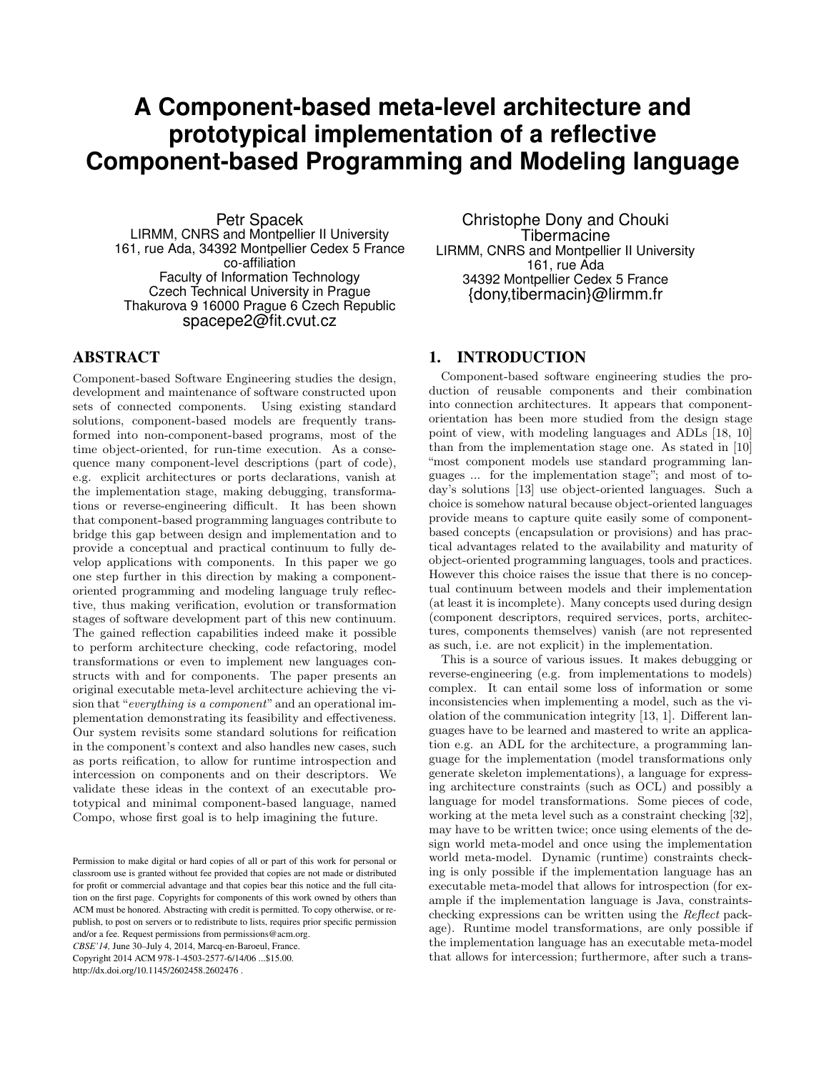# A Component-based meta-level architecture and prototypical implementation of a reflective Component-based Programming and Modeling language

Petr Spacek
LIRMM, CNRS and Montpellier II University
161, rue Ada, 34392 Montpellier Cedex 5 France
co-affiliation
Faculty of Information Technology
Czech Technical University in Prague
Thakurova 9 16000 Prague 6 Czech Republic
spacepe2@fit.cvut.cz

Christophe Dony and Chouki Tibermacine
LIRMM, CNRS and Montpellier II University
161, rue Ada
34392 Montpellier Cedex 5 France
{dony,tibermacin}@lirmm.fr

## ABSTRACT

Component-based Software Engineering studies the design, development and maintenance of software constructed upon sets of connected components. Using existing standard solutions, component-based models are frequently transformed into non-component-based programs, most of the time object-oriented, for run-time execution. As a consequence many component-level descriptions (part of code), e.g. explicit architectures or ports declarations, vanish at the implementation stage, making debugging, transformations or reverse-engineering difficult. It has been shown that component-based programming languages contribute to bridge this gap between design and implementation and to provide a conceptual and practical continuum to fully develop applications with components. In this paper we go one step further in this direction by making a component-oriented programming and modeling language truly reflective, thus making verification, evolution or transformation stages of software development part of this new continuum. The gained reflection capabilities indeed make it possible to perform architecture checking, code refactoring, model transformations or even to implement new languages constructs with and for components. The paper presents an original executable meta-level architecture achieving the vision that "*everything is a component*" and an operational implementation demonstrating its feasibility and effectiveness. Our system revisits some standard solutions for reification in the component's context and also handles new cases, such as ports reification, to allow for runtime introspection and intercession on components and on their descriptors. We validate these ideas in the context of an executable prototypical and minimal component-based language, named Compo, whose first goal is to help imagining the future.

Permission to make digital or hard copies of all or part of this work for personal or classroom use is granted without fee provided that copies are not made or distributed for profit or commercial advantage and that copies bear this notice and the full citation on the first page. Copyrights for components of this work owned by others than ACM must be honored. Abstracting with credit is permitted. To copy otherwise, or republish, to post on servers or to redistribute to lists, requires prior specific permission and/or a fee. Request permissions from permissions@acm.org.
*CBSE'14*, June 30–July 4, 2014, Marcq-en-Baroeul, France.
Copyright 2014 ACM 978-1-4503-2577-6/14/06 ...$15.00.
http://dx.doi.org/10.1145/2602458.2602476 .

## 1. INTRODUCTION

Component-based software engineering studies the production of reusable components and their combination into connection architectures. It appears that component-orientation has been more studied from the design stage point of view, with modeling languages and ADLs [18, 10] than from the implementation stage one. As stated in [10] "most component models use standard programming languages ... for the implementation stage"; and most of today's solutions [13] use object-oriented languages. Such a choice is somehow natural because object-oriented languages provide means to capture quite easily some of component-based concepts (encapsulation or provisions) and has practical advantages related to the availability and maturity of object-oriented programming languages, tools and practices. However this choice raises the issue that there is no conceptual continuum between models and their implementation (at least it is incomplete). Many concepts used during design (component descriptors, required services, ports, architectures, components themselves) vanish (are not represented as such, i.e. are not explicit) in the implementation.

This is a source of various issues. It makes debugging or reverse-engineering (e.g. from implementations to models) complex. It can entail some loss of information or some inconsistencies when implementing a model, such as the violation of the communication integrity [13, 1]. Different languages have to be learned and mastered to write an application e.g. an ADL for the architecture, a programming language for the implementation (model transformations only generate skeleton implementations), a language for expressing architecture constraints (such as OCL) and possibly a language for model transformations. Some pieces of code, working at the meta level such as a constraint checking [32], may have to be written twice; once using elements of the design world meta-model and once using the implementation world meta-model. Dynamic (runtime) constraints checking is only possible if the implementation language has an executable meta-model that allows for introspection (for example if the implementation language is Java, constraints-checking expressions can be written using the *Reflect* package). Runtime model transformations, are only possible if the implementation language has an executable meta-model that allows for intercession; furthermore, after such a trans-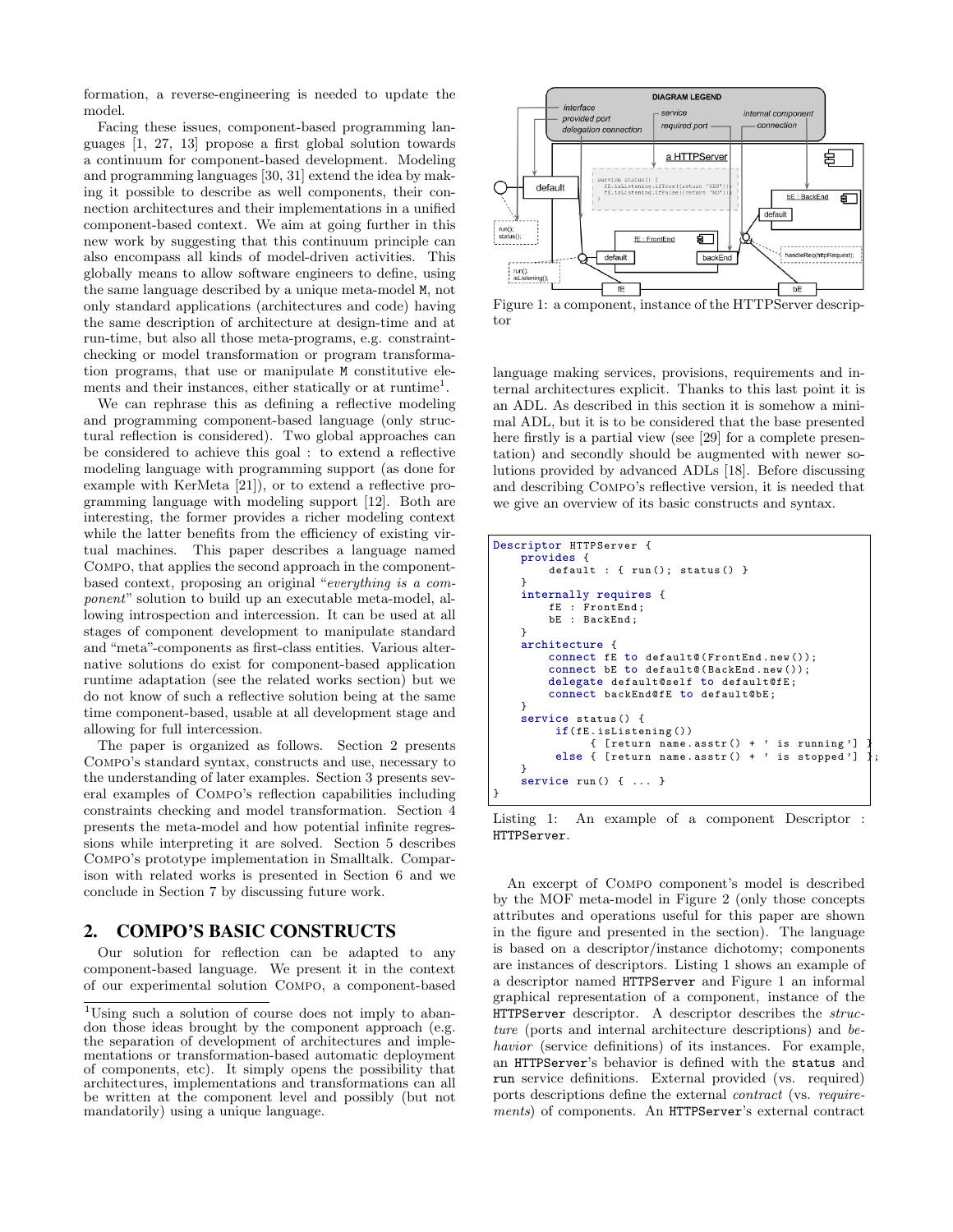formation, a reverse-engineering is needed to update the model.

Facing these issues, component-based programming languages [1, 27, 13] propose a first global solution towards a continuum for component-based development. Modeling and programming languages [30, 31] extend the idea by making it possible to describe as well components, their connection architectures and their implementations in a unified component-based context. We aim at going further in this new work by suggesting that this continuum principle can also encompass all kinds of model-driven activities. This globally means to allow software engineers to define, using the same language described by a unique meta-model `M`, not only standard applications (architectures and code) having the same description of architecture at design-time and at run-time, but also all those meta-programs, e.g. constraint-checking or model transformation or program transformation programs, that use or manipulate `M` constitutive elements and their instances, either statically or at runtime[1].

We can rephrase this as defining a reflective modeling and programming component-based language (only structural reflection is considered). Two global approaches can be considered to achieve this goal : to extend a reflective modeling language with programming support (as done for example with KerMeta [21]), or to extend a reflective programming language with modeling support [12]. Both are interesting, the former provides a richer modeling context while the latter benefits from the efficiency of existing virtual machines. This paper describes a language named Compo, that applies the second approach in the component-based context, proposing an original "*everything is a component*" solution to build up an executable meta-model, allowing introspection and intercession. It can be used at all stages of component development to manipulate standard and "meta"-components as first-class entities. Various alternative solutions do exist for component-based application runtime adaptation (see the related works section) but we do not know of such a reflective solution being at the same time component-based, usable at all development stage and allowing for full intercession.

The paper is organized as follows. Section 2 presents Compo's standard syntax, constructs and use, necessary to the understanding of later examples. Section 3 presents several examples of Compo's reflection capabilities including constraints checking and model transformation. Section 4 presents the meta-model and how potential infinite regressions while interpreting it are solved. Section 5 describes Compo's prototype implementation in Smalltalk. Comparison with related works is presented in Section 6 and we conclude in Section 7 by discussing future work.

## 2. COMPO'S BASIC CONSTRUCTS

Our solution for reflection can be adapted to any component-based language. We present it in the context of our experimental solution Compo, a component-based language making services, provisions, requirements and internal architectures explicit. Thanks to this last point it is an ADL. As described in this section it is somehow a minimal ADL, but it is to be considered that the base presented here firstly is a partial view (see [29] for a complete presentation) and secondly should be augmented with newer solutions provided by advanced ADLs [18]. Before discussing and describing Compo's reflective version, it is needed that we give an overview of its basic constructs and syntax.

Figure 1: a component, instance of the HTTPServer descriptor

```
Descriptor HTTPServer {
    provides {
        default : { run(); status() }
    }
    internally requires {
        fE : FrontEnd;
        bE : BackEnd;
    }
    architecture {
        connect fE to default@(FrontEnd.new());
        connect bE to default@(BackEnd.new());
        delegate default@self to default@fE;
        connect backEnd@fE to default@bE;
    }
    service status() {
         if(fE.isListening())
              { [return name.asstr() + ' is running'] }
         else { [return name.asstr() + ' is stopped'] };
    }
    service run() { ... }
}
```

Listing 1: An example of a component Descriptor : `HTTPServer`.

An excerpt of Compo component's model is described by the MOF meta-model in Figure 2 (only those concepts attributes and operations useful for this paper are shown in the figure and presented in the section). The language is based on a descriptor/instance dichotomy; components are instances of descriptors. Listing 1 shows an example of a descriptor named `HTTPServer` and Figure 1 an informal graphical representation of a component, instance of the `HTTPServer` descriptor. A descriptor describes the *structure* (ports and internal architecture descriptions) and *behavior* (service definitions) of its instances. For example, an `HTTPServer`'s behavior is defined with the `status` and `run` service definitions. External provided (vs. required) ports descriptions define the external *contract* (vs. *requirements*) of components. An `HTTPServer`'s external contract

[1] Using such a solution of course does not imply to abandon those ideas brought by the component approach (e.g. the separation of development of architectures and implementations or transformation-based automatic deployment of components, etc). It simply opens the possibility that architectures, implementations and transformations can all be written at the component level and possibly (but not mandatorily) using a unique language.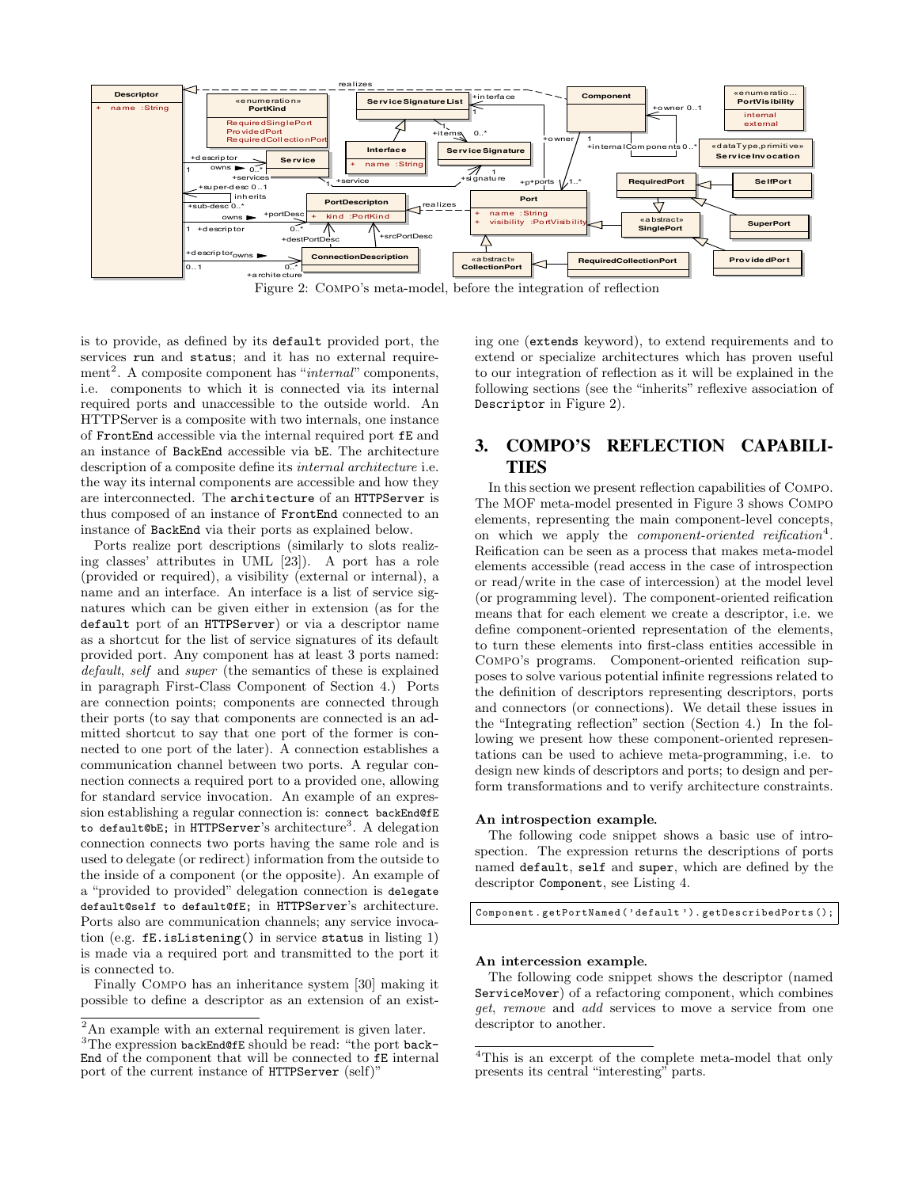Figure 2: Compo's meta-model, before the integration of reflection

is to provide, as defined by its `default` provided port, the services `run` and `status`; and it has no external requirement[2]. A composite component has "*internal*" components, i.e. components to which it is connected via its internal required ports and unaccessible to the outside world. An HTTPServer is a composite with two internals, one instance of `FrontEnd` accessible via the internal required port `fE` and an instance of `BackEnd` accessible via `bE`. The architecture description of a composite define its *internal architecture* i.e. the way its internal components are accessible and how they are interconnected. The `architecture` of an `HTTPServer` is thus composed of an instance of `FrontEnd` connected to an instance of `BackEnd` via their ports as explained below.

Ports realize port descriptions (similarly to slots realizing classes' attributes in UML [23]). A port has a role (provided or required), a visibility (external or internal), a name and an interface. An interface is a list of service signatures which can be given either in extension (as for the `default` port of an `HTTPServer`) or via a descriptor name as a shortcut for the list of service signatures of its default provided port. Any component has at least 3 ports named: *default*, *self* and *super* (the semantics of these is explained in paragraph First-Class Component of Section 4.) Ports are connection points; components are connected through their ports (to say that components are connected is an admitted shortcut to say that one port of the former is connected to one port of the later). A connection establishes a communication channel between two ports. A regular connection connects a required port to a provided one, allowing for standard service invocation. An example of an expression establishing a regular connection is: `connect backEnd@fE to default@bE;` in `HTTPServer`'s architecture[3]. A delegation connection connects two ports having the same role and is used to delegate (or redirect) information from the outside to the inside of a component (or the opposite). An example of a "provided to provided" delegation connection is `delegate default@self to default@fE;` in `HTTPServer`'s architecture. Ports also are communication channels; any service invocation (e.g. `fE.isListening()` in service `status` in listing 1) is made via a required port and transmitted to the port it is connected to.

Finally Compo has an inheritance system [30] making it possible to define a descriptor as an extension of an existing one (`extends` keyword), to extend requirements and to extend or specialize architectures which has proven useful to our integration of reflection as it will be explained in the following sections (see the "inherits" reflexive association of `Descriptor` in Figure 2).

[2]An example with an external requirement is given later.

[3]The expression `backEnd@fE` should be read: "the port `backEnd` of the component that will be connected to `fE` internal port of the current instance of `HTTPServer` (self)"

## 3. COMPO'S REFLECTION CAPABILITIES

In this section we present reflection capabilities of Compo. The MOF meta-model presented in Figure 3 shows Compo elements, representing the main component-level concepts, on which we apply the *component-oriented reification*[4]. Reification can be seen as a process that makes meta-model elements accessible (read access in the case of introspection or read/write in the case of intercession) at the model level (or programming level). The component-oriented reification means that for each element we create a descriptor, i.e. we define component-oriented representation of the elements, to turn these elements into first-class entities accessible in Compo's programs. Component-oriented reification supposes to solve various potential infinite regressions related to the definition of descriptors representing descriptors, ports and connectors (or connections). We detail these issues in the "Integrating reflection" section (Section 4.) In the following we present how these component-oriented representations can be used to achieve meta-programming, i.e. to design new kinds of descriptors and ports; to design and perform transformations and to verify architecture constraints.

### An introspection example.

The following code snippet shows a basic use of introspection. The expression returns the descriptions of ports named `default`, `self` and `super`, which are defined by the descriptor `Component`, see Listing 4.

```
Component.getPortNamed('default').getDescribedPorts();
```

### An intercession example.

The following code snippet shows the descriptor (named `ServiceMover`) of a refactoring component, which combines *get*, *remove* and *add* services to move a service from one descriptor to another.

[4]This is an excerpt of the complete meta-model that only presents its central "interesting" parts.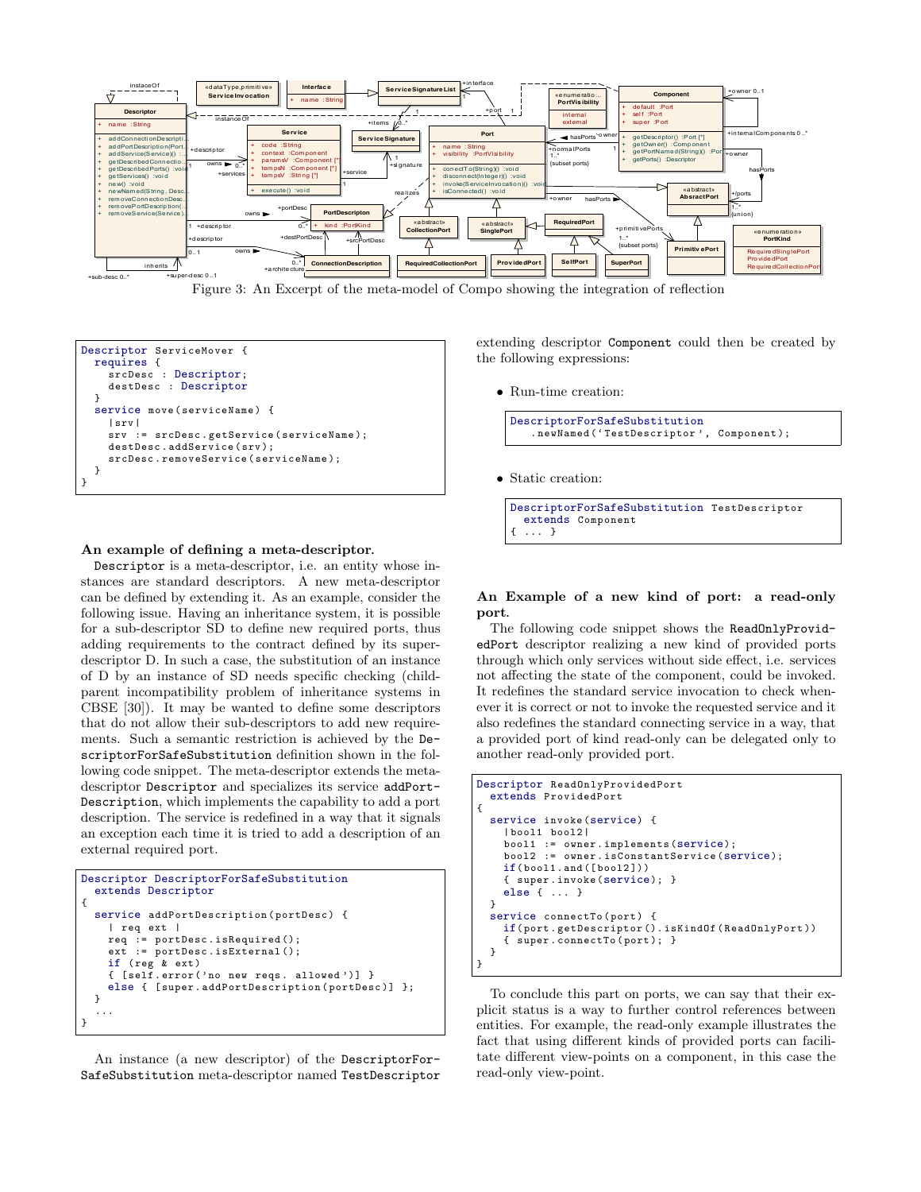Figure 3: An Excerpt of the meta-model of Compo showing the integration of reflection

```
Descriptor ServiceMover {
  requires {
    srcDesc : Descriptor;
    destDesc : Descriptor
  }
  service move(serviceName) {
    |srv|
    srv := srcDesc.getService(serviceName);
    destDesc.addService(srv);
    srcDesc.removeService(serviceName);
  }
}
```

**An example of defining a meta-descriptor.**
`Descriptor` is a meta-descriptor, i.e. an entity whose instances are standard descriptors. A new meta-descriptor can be defined by extending it. As an example, consider the following issue. Having an inheritance system, it is possible for a sub-descriptor SD to define new required ports, thus adding requirements to the contract defined by its super-descriptor D. In such a case, the substitution of an instance of D by an instance of SD needs specific checking (child-parent incompatibility problem of inheritance systems in CBSE [30]). It may be wanted to define some descriptors that do not allow their sub-descriptors to add new requirements. Such a semantic restriction is achieved by the `DescriptorForSafeSubstitution` definition shown in the following code snippet. The meta-descriptor extends the meta-descriptor `Descriptor` and specializes its service `addPortDescription`, which implements the capability to add a port description. The service is redefined in a way that it signals an exception each time it is tried to add a description of an external required port.

```
Descriptor DescriptorForSafeSubstitution
  extends Descriptor
{
  service addPortDescription(portDesc) {
    | req ext |
    req := portDesc.isRequired();
    ext := portDesc.isExternal();
    if (reg & ext)
    { [self.error('no new reqs. allowed')] }
    else { [super.addPortDescription(portDesc)] };
  }
  ...
}
```

An instance (a new descriptor) of the `DescriptorForSafeSubstitution` meta-descriptor named `TestDescriptor` extending descriptor `Component` could then be created by the following expressions:

- Run-time creation:

```
DescriptorForSafeSubstitution
  .newNamed('TestDescriptor', Component);
```

- Static creation:

```
DescriptorForSafeSubstitution TestDescriptor
  extends Component
{ ... }
```

**An Example of a new kind of port: a read-only port.**
The following code snippet shows the `ReadOnlyProvidedPort` descriptor realizing a new kind of provided ports through which only services without side effect, i.e. services not affecting the state of the component, could be invoked. It redefines the standard service invocation to check whenever it is correct or not to invoke the requested service and it also redefines the standard connecting service in a way, that a provided port of kind read-only can be delegated only to another read-only provided port.

```
Descriptor ReadOnlyProvidedPort
  extends ProvidedPort
{
  service invoke(service) {
    |bool1 bool2|
    bool1 := owner.implements(service);
    bool2 := owner.isConstantService(service);
    if(bool1.and([bool2]))
    { super.invoke(service); }
    else { ... }
  }
  service connectTo(port) {
    if(port.getDescriptor().isKindOf(ReadOnlyPort))
    { super.connectTo(port); }
  }
}
```

To conclude this part on ports, we can say that their explicit status is a way to further control references between entities. For example, the read-only example illustrates the fact that using different kinds of provided ports can facilitate different view-points on a component, in this case the read-only view-point.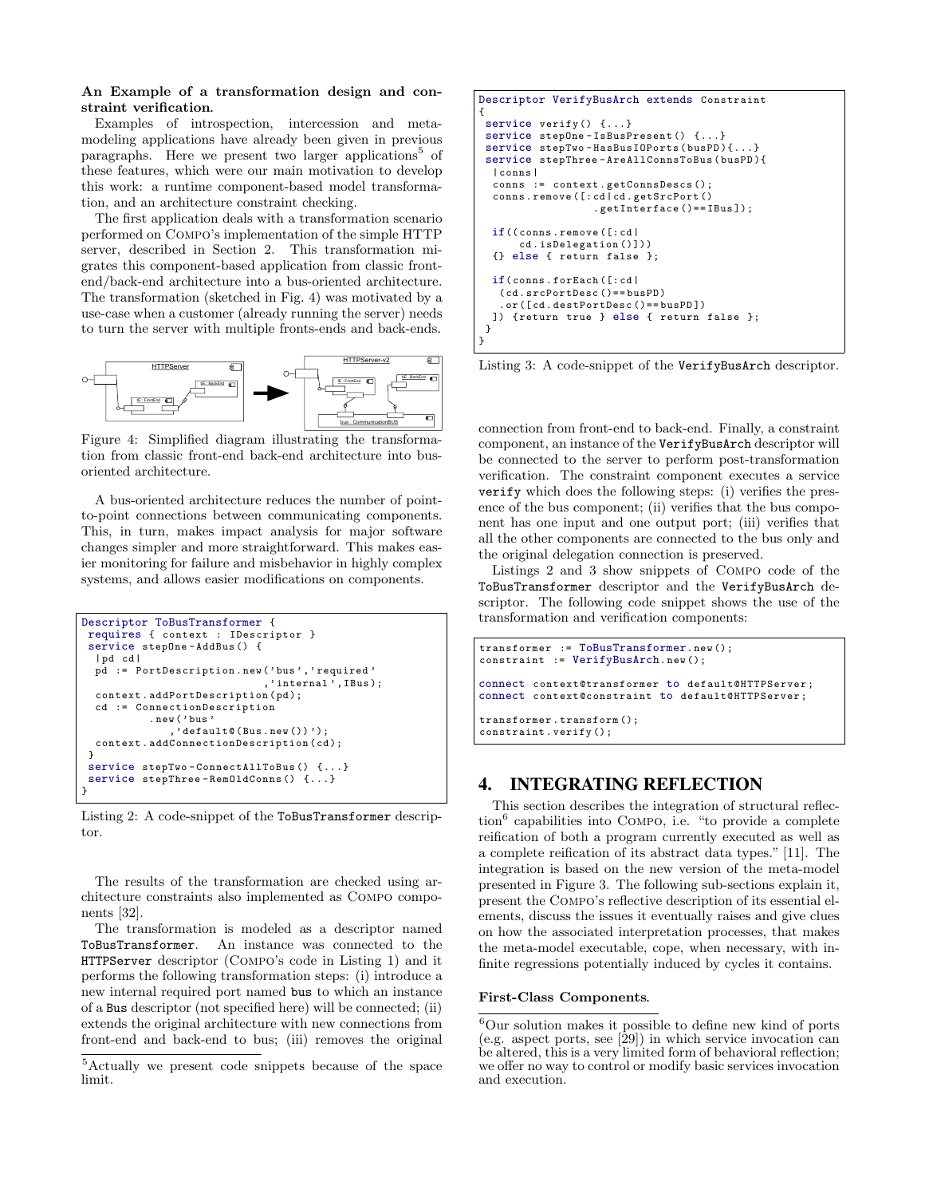**An Example of a transformation design and constraint verification.**
Examples of introspection, intercession and metamodeling applications have already been given in previous paragraphs. Here we present two larger applications[5] of these features, which were our main motivation to develop this work: a runtime component-based model transformation, and an architecture constraint checking.

The first application deals with a transformation scenario performed on COMPO's implementation of the simple HTTP server, described in Section 2. This transformation migrates this component-based application from classic front-end/back-end architecture into a bus-oriented architecture. The transformation (sketched in Fig. 4) was motivated by a use-case when a customer (already running the server) needs to turn the server with multiple fronts-ends and back-ends.

Figure 4: Simplified diagram illustrating the transformation from classic front-end back-end architecture into bus-oriented architecture.

A bus-oriented architecture reduces the number of point-to-point connections between communicating components. This, in turn, makes impact analysis for major software changes simpler and more straightforward. This makes easier monitoring for failure and misbehavior in highly complex systems, and allows easier modifications on components.

```
Descriptor ToBusTransformer {
 requires { context : IDescriptor }
 service stepOne-AddBus() {
  |pd cd|
  pd := PortDescription.new('bus','required'
                          ,'internal',IBus);
  context.addPortDescription(pd);
  cd := ConnectionDescription
          .new('bus'
              ,'default@(Bus.new())');
  context.addConnectionDescription(cd);
 }
 service stepTwo-ConnectAllToBus() {...}
 service stepThree-RemOldConns() {...}
}
```

Listing 2: A code-snippet of the ToBusTransformer descriptor.

The results of the transformation are checked using architecture constraints also implemented as COMPO components [32].

The transformation is modeled as a descriptor named ToBusTransformer. An instance was connected to the HTTPServer descriptor (COMPO's code in Listing 1) and it performs the following transformation steps: (i) introduce a new internal required port named bus to which an instance of a Bus descriptor (not specified here) will be connected; (ii) extends the original architecture with new connections from front-end and back-end to bus; (iii) removes the original connection from front-end to back-end. Finally, a constraint component, an instance of the VerifyBusArch descriptor will be connected to the server to perform post-transformation verification. The constraint component executes a service verify which does the following steps: (i) verifies the presence of the bus component; (ii) verifies that the bus component has one input and one output port; (iii) verifies that all the other components are connected to the bus only and the original delegation connection is preserved.

```
Descriptor VerifyBusArch extends Constraint
{
 service verify() {...}
 service stepOne-IsBusPresent() {...}
 service stepTwo-HasBusIOPorts(busPD){...}
 service stepThree-AreAllConnsToBus(busPD){
  |conns|
  conns := context.getConnsDescs();
  conns.remove([:cd|cd.getSrcPort()
                  .getInterface()==IBus]);

  if((conns.remove([:cd|
      cd.isDelegation()]))
  {} else { return false };

  if(conns.forEach([:cd|
   (cd.srcPortDesc()==busPD)
   .or([cd.destPortDesc()==busPD])
  ]) {return true } else { return false };
 }
}
```

Listing 3: A code-snippet of the VerifyBusArch descriptor.

Listings 2 and 3 show snippets of COMPO code of the ToBusTransformer descriptor and the VerifyBusArch descriptor. The following code snippet shows the use of the transformation and verification components:

```
transformer := ToBusTransformer.new();
constraint := VerifyBusArch.new();

connect context@transformer to default@HTTPServer;
connect context@constraint to default@HTTPServer;

transformer.transform();
constraint.verify();
```

## 4. INTEGRATING REFLECTION

This section describes the integration of structural reflection[6] capabilities into COMPO, i.e. "to provide a complete reification of both a program currently executed as well as a complete reification of its abstract data types." [11]. The integration is based on the new version of the meta-model presented in Figure 3. The following sub-sections explain it, present the COMPO's reflective description of its essential elements, discuss the issues it eventually raises and give clues on how the associated interpretation processes, that makes the meta-model executable, cope, when necessary, with infinite regressions potentially induced by cycles it contains.

**First-Class Components.**

[5] Actually we present code snippets because of the space limit.

[6] Our solution makes it possible to define new kind of ports (e.g. aspect ports, see [29]) in which service invocation can be altered, this is a very limited form of behavioral reflection; we offer no way to control or modify basic services invocation and execution.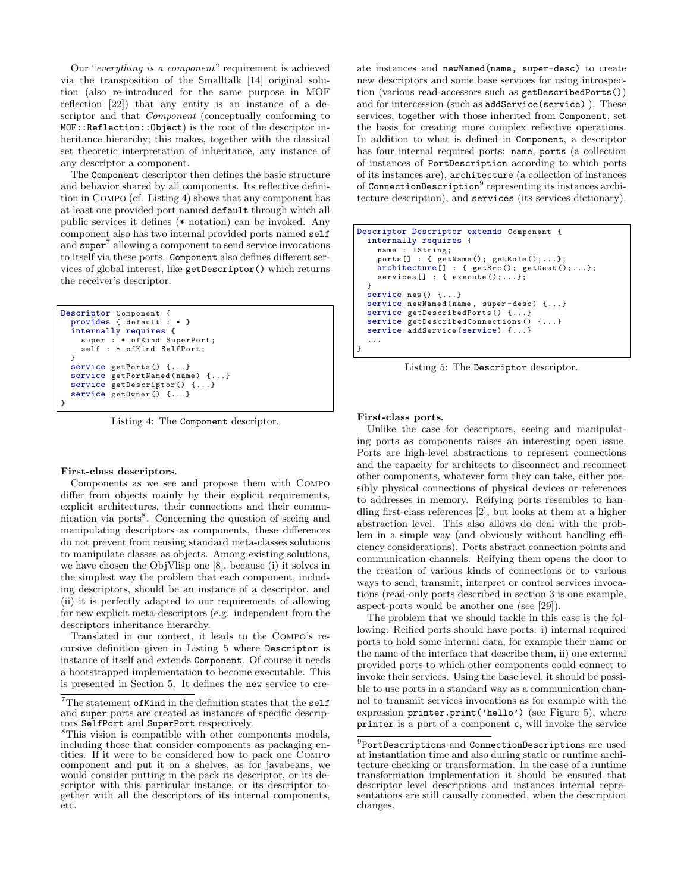Our "*everything is a component*" requirement is achieved via the transposition of the Smalltalk [14] original solution (also re-introduced for the same purpose in MOF reflection [22]) that any entity is an instance of a descriptor and that *Component* (conceptually conforming to `MOF::Reflection::Object`) is the root of the descriptor inheritance hierarchy; this makes, together with the classical set theoretic interpretation of inheritance, any instance of any descriptor a component.

The `Component` descriptor then defines the basic structure and behavior shared by all components. Its reflective definition in COMPO (cf. Listing 4) shows that any component has at least one provided port named `default` through which all public services it defines (`*` notation) can be invoked. Any component also has two internal provided ports named `self` and `super`[7] allowing a component to send service invocations to itself via these ports. `Component` also defines different services of global interest, like `getDescriptor()` which returns the receiver's descriptor.

```
Descriptor Component {
  provides { default : * }
  internally requires {
    super : * ofKind SuperPort;
    self : * ofKind SelfPort;
  }
  service getPorts() {...}
  service getPortNamed(name) {...}
  service getDescriptor() {...}
  service getOwner() {...}
}
```

Listing 4: The `Component` descriptor.

**First-class descriptors.**

Components as we see and propose them with COMPO differ from objects mainly by their explicit requirements, explicit architectures, their connections and their communication via ports[8]. Concerning the question of seeing and manipulating descriptors as components, these differences do not prevent from reusing standard meta-classes solutions to manipulate classes as objects. Among existing solutions, we have chosen the ObjVlisp one [8], because (i) it solves in the simplest way the problem that each component, including descriptors, should be an instance of a descriptor, and (ii) it is perfectly adapted to our requirements of allowing for new explicit meta-descriptors (e.g. independent from the descriptors inheritance hierarchy.

Translated in our context, it leads to the COMPO's recursive definition given in Listing 5 where `Descriptor` is instance of itself and extends `Component`. Of course it needs a bootstrapped implementation to become executable. This is presented in Section 5. It defines the `new` service to create instances and `newNamed(name, super-desc)` to create new descriptors and some base services for using introspection (various read-accessors such as `getDescribedPorts()`) and for intercession (such as `addService(service)` ). These services, together with those inherited from `Component`, set the basis for creating more complex reflective operations. In addition to what is defined in `Component`, a descriptor has four internal required ports: `name`, `ports` (a collection of instances of `PortDescription` according to which ports of its instances are), `architecture` (a collection of instances of `ConnectionDescription`[9] representing its instances architecture description), and `services` (its services dictionary).

```
Descriptor Descriptor extends Component {
  internally requires {
    name : IString;
    ports[] : { getName(); getRole();...};
    architecture[] : { getSrc(); getDest();...};
    services[] : { execute();...};
  }
  service new() {...}
  service newNamed(name, super-desc) {...}
  service getDescribedPorts() {...}
  service getDescribedConnections() {...}
  service addService(service) {...}
  ...
}
```

Listing 5: The `Descriptor` descriptor.

**First-class ports.**

Unlike the case for descriptors, seeing and manipulating ports as components raises an interesting open issue. Ports are high-level abstractions to represent connections and the capacity for architects to disconnect and reconnect other components, whatever form they can take, either possibly physical connections of physical devices or references to addresses in memory. Reifying ports resembles to handling first-class references [2], but looks at them at a higher abstraction level. This also allows do deal with the problem in a simple way (and obviously without handling efficiency considerations). Ports abstract connection points and communication channels. Reifying them opens the door to the creation of various kinds of connections or to various ways to send, transmit, interpret or control services invocations (read-only ports described in section 3 is one example, aspect-ports would be another one (see [29]).

The problem that we should tackle in this case is the following: Reified ports should have ports: i) internal required ports to hold some internal data, for example their name or the name of the interface that describe them, ii) one external provided ports to which other components could connect to invoke their services. Using the base level, it should be possible to use ports in a standard way as a communication channel to transmit services invocations as for example with the expression `printer.print('hello')` (see Figure 5), where `printer` is a port of a component `c`, will invoke the service

---

[7] The statement `ofKind` in the definition states that the `self` and `super` ports are created as instances of specific descriptors `SelfPort` and `SuperPort` respectively.

[8] This vision is compatible with other components models, including those that consider components as packaging entities. If it were to be considered how to pack one COMPO component and put it on a shelves, as for javabeans, we would consider putting in the pack its descriptor, or its descriptor with this particular instance, or its descriptor together with all the descriptors of its internal components, etc.

[9] `PortDescription`s and `ConnectionDescription`s are used at instantiation time and also during static or runtime architecture checking or transformation. In the case of a runtime transformation implementation it should be ensured that descriptor level descriptions and instances internal representations are still causally connected, when the description changes.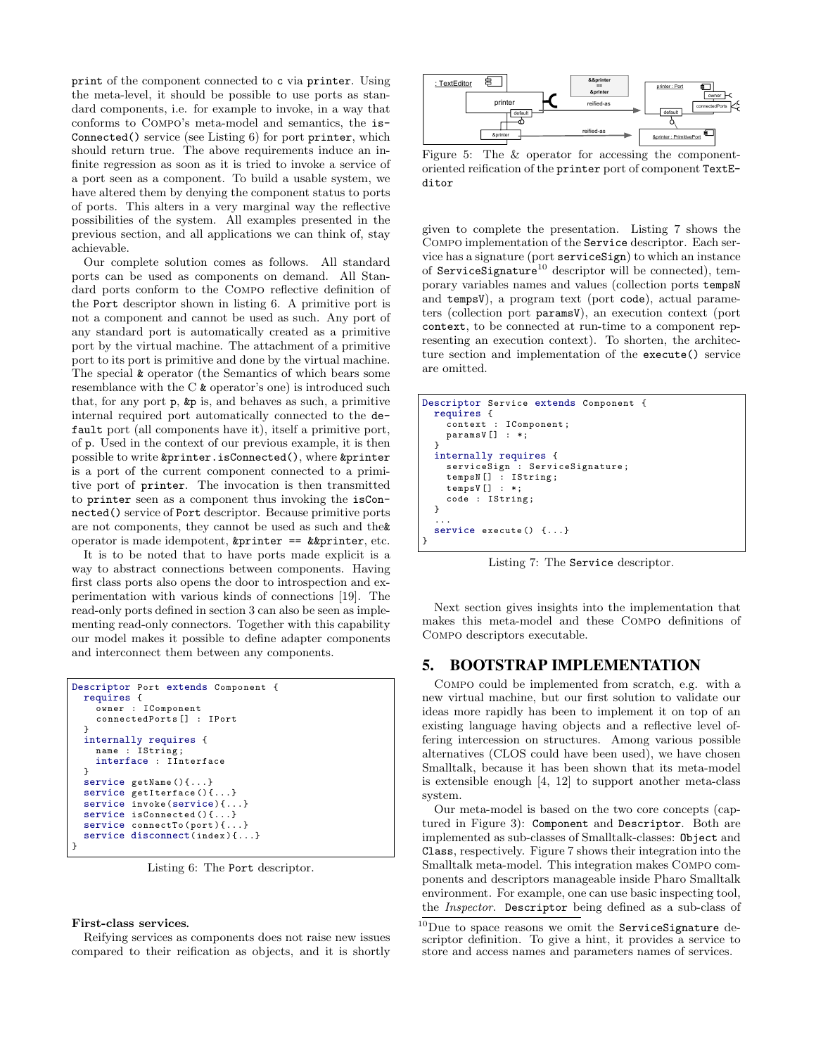print of the component connected to c via printer. Using the meta-level, it should be possible to use ports as standard components, i.e. for example to invoke, in a way that conforms to COMPO's meta-model and semantics, the isConnected() service (see Listing 6) for port printer, which should return true. The above requirements induce an infinite regression as soon as it is tried to invoke a service of a port seen as a component. To build a usable system, we have altered them by denying the component status to ports of ports. This alters in a very marginal way the reflective possibilities of the system. All examples presented in the previous section, and all applications we can think of, stay achievable.

Our complete solution comes as follows. All standard ports can be used as components on demand. All Standard ports conform to the COMPO reflective definition of the Port descriptor shown in listing 6. A primitive port is not a component and cannot be used as such. Any port of any standard port is automatically created as a primitive port by the virtual machine. The attachment of a primitive port to its port is primitive and done by the virtual machine. The special & operator (the Semantics of which bears some resemblance with the C & operator's one) is introduced such that, for any port p, &p is, and behaves as such, a primitive internal required port automatically connected to the default port (all components have it), itself a primitive port, of p. Used in the context of our previous example, it is then possible to write &printer.isConnected(), where &printer is a port of the current component connected to a primitive port of printer. The invocation is then transmitted to printer seen as a component thus invoking the isConnected() service of Port descriptor. Because primitive ports are not components, they cannot be used as such and the& operator is made idempotent, &printer == &&printer, etc.

It is to be noted that to have ports made explicit is a way to abstract connections between components. Having first class ports also opens the door to introspection and experimentation with various kinds of connections [19]. The read-only ports defined in section 3 can also be seen as implementing read-only connectors. Together with this capability our model makes it possible to define adapter components and interconnect them between any components.

```
Descriptor Port extends Component {
  requires {
    owner : IComponent
    connectedPorts[] : IPort
  }
  internally requires {
    name : IString;
    interface : IInterface
  }
  service getName(){...}
  service getIterface(){...}
  service invoke(service){...}
  service isConnected(){...}
  service connectTo(port){...}
  service disconnect(index){...}
}
```

Listing 6: The Port descriptor.

**First-class services.**

Reifying services as components does not raise new issues compared to their reification as objects, and it is shortly given to complete the presentation. Listing 7 shows the COMPO implementation of the Service descriptor. Each service has a signature (port serviceSign) to which an instance of ServiceSignature[10] descriptor will be connected), temporary variables names and values (collection ports tempsN and tempsV), a program text (port code), actual parameters (collection port paramsV), an execution context (port context, to be connected at run-time to a component representing an execution context). To shorten, the architecture section and implementation of the execute() service are omitted.

Figure 5: The & operator for accessing the component-oriented reification of the printer port of component TextEditor

```
Descriptor Service extends Component {
  requires {
    context : IComponent;
    paramsV[] : *;
  }
  internally requires {
    serviceSign : ServiceSignature;
    tempsN[] : IString;
    tempsV[] : *;
    code : IString;
  }
  ...
  service execute() {...}
}
```

Listing 7: The Service descriptor.

Next section gives insights into the implementation that makes this meta-model and these COMPO definitions of COMPO descriptors executable.

## 5. BOOTSTRAP IMPLEMENTATION

COMPO could be implemented from scratch, e.g. with a new virtual machine, but our first solution to validate our ideas more rapidly has been to implement it on top of an existing language having objects and a reflective level offering intercession on structures. Among various possible alternatives (CLOS could have been used), we have chosen Smalltalk, because it has been shown that its meta-model is extensible enough [4, 12] to support another meta-class system.

Our meta-model is based on the two core concepts (captured in Figure 3): Component and Descriptor. Both are implemented as sub-classes of Smalltalk-classes: Object and Class, respectively. Figure 7 shows their integration into the Smalltalk meta-model. This integration makes COMPO components and descriptors manageable inside Pharo Smalltalk environment. For example, one can use basic inspecting tool, the *Inspector*. Descriptor being defined as a sub-class of

[10] Due to space reasons we omit the ServiceSignature descriptor definition. To give a hint, it provides a service to store and access names and parameters names of services.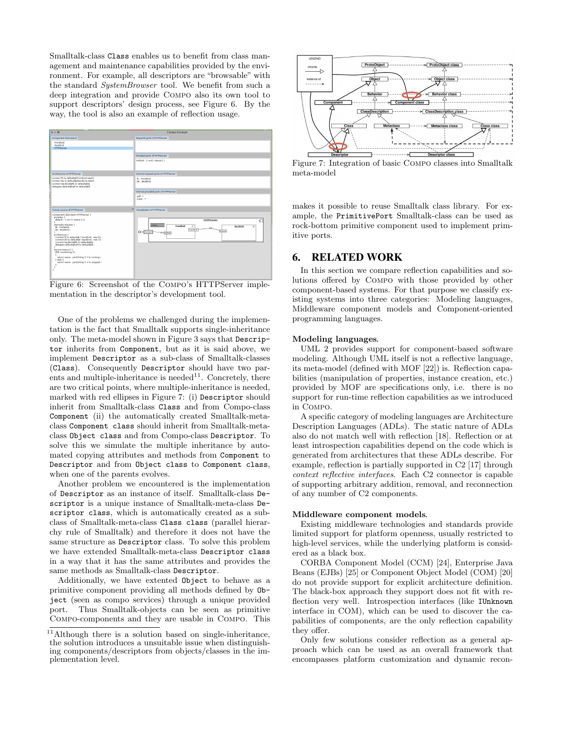Smalltalk-class `Class` enables us to benefit from class management and maintenance capabilities provided by the environment. For example, all descriptors are "browsable" with the standard *SystemBrowser* tool. We benefit from such a deep integration and provide COMPO also its own tool to support descriptors' design process, see Figure 6. By the way, the tool is also an example of reflection usage.

Figure 6: Screenshot of the COMPO's HTTPServer implementation in the descriptor's development tool.

One of the problems we challenged during the implementation is the fact that Smalltalk supports single-inheritance only. The meta-model shown in Figure 3 says that `Descriptor` inherits from `Component`, but as it is said above, we implement `Descriptor` as a sub-class of Smalltalk-classes (`Class`). Consequently `Descriptor` should have two parents and multiple-inheritance is needed[11]. Concretely, there are two critical points, where multiple-inheritance is needed, marked with red ellipses in Figure 7: (i) `Descriptor` should inherit from Smalltalk-class `Class` and from Compo-class `Component` (ii) the automatically created Smalltalk-meta-class `Component class` should inherit from Smalltalk-meta-class `Object class` and from Compo-class `Descriptor`. To solve this we simulate the multiple inheritance by automated copying attributes and methods from `Component` to `Descriptor` and from `Object class` to `Component class`, when one of the parents evolves.

Another problem we encountered is the implementation of `Descriptor` as an instance of itself. Smalltalk-class `Descriptor` is a unique instance of Smalltalk-meta-class `Descriptor class`, which is automatically created as a sub-class of Smalltalk-meta-class `Class class` (parallel hierarchy rule of Smalltalk) and therefore it does not have the same structure as `Descriptor` class. To solve this problem we have extended Smalltalk-meta-class `Descriptor class` in a way that it has the same attributes and provides the same methods as Smalltalk-class `Descriptor`.

Additionally, we have extented `Object` to behave as a primitive component providing all methods defined by `Object` (seen as compo services) through a unique provided port. Thus Smalltalk-objects can be seen as primitive COMPO-components and they are usable in COMPO. This makes it possible to reuse Smalltalk class library. For example, the `PrimitivePort` Smalltalk-class can be used as rock-bottom primitive component used to implement primitive ports.

[11] Although there is a solution based on single-inheritance, the solution introduces a unsuitable issue when distinguishing components/descriptors from objects/classes in the implementation level.

Figure 7: Integration of basic COMPO classes into Smalltalk meta-model

## 6. RELATED WORK

In this section we compare reflection capabilities and solutions offered by COMPO with those provided by other component-based systems. For that purpose we classify existing systems into three categories: Modeling languages, Middleware component models and Component-oriented programming languages.

### Modeling languages.

UML 2 provides support for component-based software modeling. Although UML itself is not a reflective language, its meta-model (defined with MOF [22]) is. Reflection capabilities (manipulation of properties, instance creation, etc.) provided by MOF are specifications only, i.e. there is no support for run-time reflection capabilities as we introduced in COMPO.

A specific category of modeling languages are Architecture Description Languages (ADLs). The static nature of ADLs also do not match well with reflection [18]. Reflection or at least introspection capabilities depend on the code which is generated from architectures that these ADLs describe. For example, reflection is partially supported in C2 [17] through *context reflective interfaces*. Each C2 connector is capable of supporting arbitrary addition, removal, and reconnection of any number of C2 components.

### Middleware component models.

Existing middleware technologies and standards provide limited support for platform openness, usually restricted to high-level services, while the underlying platform is considered as a black box.

CORBA Component Model (CCM) [24], Enterprise Java Beans (EJBs) [25] or Component Object Model (COM) [20] do not provide support for explicit architecture definition. The black-box approach they support does not fit with reflection very well. Introspection interfaces (like `IUnknown` interface in COM), which can be used to discover the capabilities of components, are the only reflection capability they offer.

Only few solutions consider reflection as a general approach which can be used as an overall framework that encompasses platform customization and dynamic recon-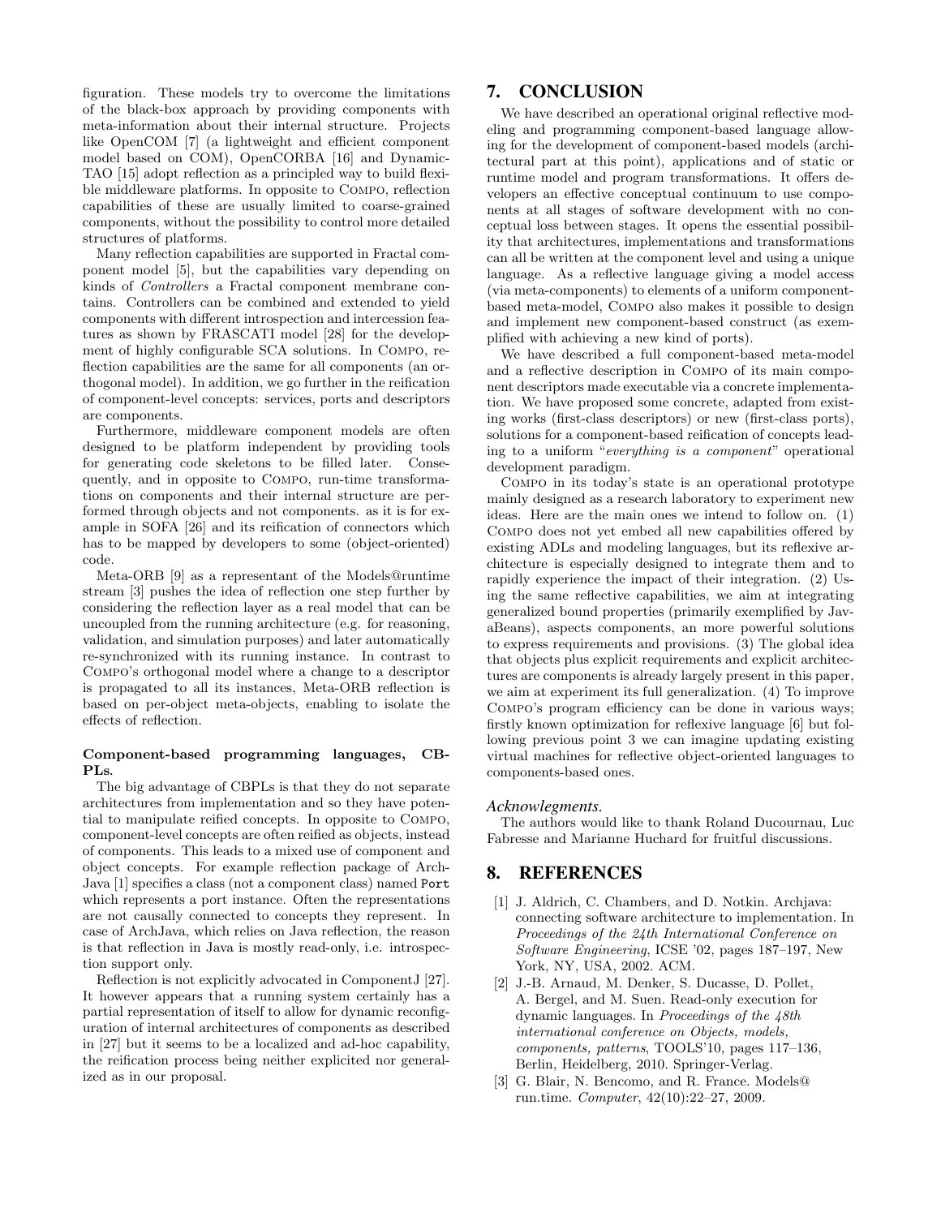figuration. These models try to overcome the limitations of the black-box approach by providing components with meta-information about their internal structure. Projects like OpenCOM [7] (a lightweight and efficient component model based on COM), OpenCORBA [16] and DynamicTAO [15] adopt reflection as a principled way to build flexible middleware platforms. In opposite to Compo, reflection capabilities of these are usually limited to coarse-grained components, without the possibility to control more detailed structures of platforms.

Many reflection capabilities are supported in Fractal component model [5], but the capabilities vary depending on kinds of *Controllers* a Fractal component membrane contains. Controllers can be combined and extended to yield components with different introspection and intercession features as shown by FRASCATI model [28] for the development of highly configurable SCA solutions. In Compo, reflection capabilities are the same for all components (an orthogonal model). In addition, we go further in the reification of component-level concepts: services, ports and descriptors are components.

Furthermore, middleware component models are often designed to be platform independent by providing tools for generating code skeletons to be filled later. Consequently, and in opposite to Compo, run-time transformations on components and their internal structure are performed through objects and not components. as it is for example in SOFA [26] and its reification of connectors which has to be mapped by developers to some (object-oriented) code.

Meta-ORB [9] as a representant of the Models@runtime stream [3] pushes the idea of reflection one step further by considering the reflection layer as a real model that can be uncoupled from the running architecture (e.g. for reasoning, validation, and simulation purposes) and later automatically re-synchronized with its running instance. In contrast to Compo's orthogonal model where a change to a descriptor is propagated to all its instances, Meta-ORB reflection is based on per-object meta-objects, enabling to isolate the effects of reflection.

#### Component-based programming languages, CBPLs.

The big advantage of CBPLs is that they do not separate architectures from implementation and so they have potential to manipulate reified concepts. In opposite to Compo, component-level concepts are often reified as objects, instead of components. This leads to a mixed use of component and object concepts. For example reflection package of ArchJava [1] specifies a class (not a component class) named `Port` which represents a port instance. Often the representations are not causally connected to concepts they represent. In case of ArchJava, which relies on Java reflection, the reason is that reflection in Java is mostly read-only, i.e. introspection support only.

Reflection is not explicitly advocated in ComponentJ [27]. It however appears that a running system certainly has a partial representation of itself to allow for dynamic reconfiguration of internal architectures of components as described in [27] but it seems to be a localized and ad-hoc capability, the reification process being neither explicited nor generalized as in our proposal.

## 7. CONCLUSION

We have described an operational original reflective modeling and programming component-based language allowing for the development of component-based models (architectural part at this point), applications and of static or runtime model and program transformations. It offers developers an effective conceptual continuum to use components at all stages of software development with no conceptual loss between stages. It opens the essential possibility that architectures, implementations and transformations can all be written at the component level and using a unique language. As a reflective language giving a model access (via meta-components) to elements of a uniform component-based meta-model, Compo also makes it possible to design and implement new component-based construct (as exemplified with achieving a new kind of ports).

We have described a full component-based meta-model and a reflective description in Compo of its main component descriptors made executable via a concrete implementation. We have proposed some concrete, adapted from existing works (first-class descriptors) or new (first-class ports), solutions for a component-based reification of concepts leading to a uniform "*everything is a component*" operational development paradigm.

Compo in its today's state is an operational prototype mainly designed as a research laboratory to experiment new ideas. Here are the main ones we intend to follow on. (1) Compo does not yet embed all new capabilities offered by existing ADLs and modeling languages, but its reflexive architecture is especially designed to integrate them and to rapidly experience the impact of their integration. (2) Using the same reflective capabilities, we aim at integrating generalized bound properties (primarily exemplified by JavaBeans), aspects components, an more powerful solutions to express requirements and provisions. (3) The global idea that objects plus explicit requirements and explicit architectures are components is already largely present in this paper, we aim at experiment its full generalization. (4) To improve Compo's program efficiency can be done in various ways; firstly known optimization for reflexive language [6] but following previous point 3 we can imagine updating existing virtual machines for reflective object-oriented languages to components-based ones.

#### *Acknowlegments.*

The authors would like to thank Roland Ducournau, Luc Fabresse and Marianne Huchard for fruitful discussions.

## 8. REFERENCES

[1] J. Aldrich, C. Chambers, and D. Notkin. Archjava: connecting software architecture to implementation. In *Proceedings of the 24th International Conference on Software Engineering*, ICSE '02, pages 187–197, New York, NY, USA, 2002. ACM.

[2] J.-B. Arnaud, M. Denker, S. Ducasse, D. Pollet, A. Bergel, and M. Suen. Read-only execution for dynamic languages. In *Proceedings of the 48th international conference on Objects, models, components, patterns*, TOOLS'10, pages 117–136, Berlin, Heidelberg, 2010. Springer-Verlag.

[3] G. Blair, N. Bencomo, and R. France. Models@ run.time. *Computer*, 42(10):22–27, 2009.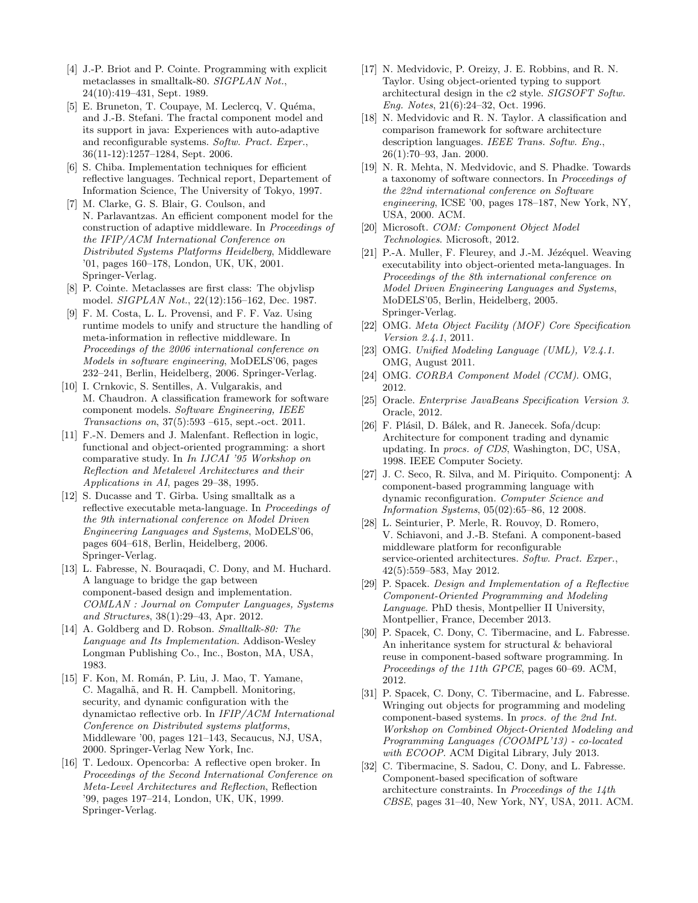[4] J.-P. Briot and P. Cointe. Programming with explicit metaclasses in smalltalk-80. *SIGPLAN Not.*, 24(10):419–431, Sept. 1989.

[5] E. Bruneton, T. Coupaye, M. Leclercq, V. Quéma, and J.-B. Stefani. The fractal component model and its support in java: Experiences with auto-adaptive and reconfigurable systems. *Softw. Pract. Exper.*, 36(11-12):1257–1284, Sept. 2006.

[6] S. Chiba. Implementation techniques for efficient reflective languages. Technical report, Departement of Information Science, The University of Tokyo, 1997.

[7] M. Clarke, G. S. Blair, G. Coulson, and N. Parlavantzas. An efficient component model for the construction of adaptive middleware. In *Proceedings of the IFIP/ACM International Conference on Distributed Systems Platforms Heidelberg*, Middleware '01, pages 160–178, London, UK, UK, 2001. Springer-Verlag.

[8] P. Cointe. Metaclasses are first class: The objvlisp model. *SIGPLAN Not.*, 22(12):156–162, Dec. 1987.

[9] F. M. Costa, L. L. Provensi, and F. F. Vaz. Using runtime models to unify and structure the handling of meta-information in reflective middleware. In *Proceedings of the 2006 international conference on Models in software engineering*, MoDELS'06, pages 232–241, Berlin, Heidelberg, 2006. Springer-Verlag.

[10] I. Crnkovic, S. Sentilles, A. Vulgarakis, and M. Chaudron. A classification framework for software component models. *Software Engineering, IEEE Transactions on*, 37(5):593 –615, sept.-oct. 2011.

[11] F.-N. Demers and J. Malenfant. Reflection in logic, functional and object-oriented programming: a short comparative study. In *In IJCAI '95 Workshop on Reflection and Metalevel Architectures and their Applications in AI*, pages 29–38, 1995.

[12] S. Ducasse and T. Gîrba. Using smalltalk as a reflective executable meta-language. In *Proceedings of the 9th international conference on Model Driven Engineering Languages and Systems*, MoDELS'06, pages 604–618, Berlin, Heidelberg, 2006. Springer-Verlag.

[13] L. Fabresse, N. Bouraqadi, C. Dony, and M. Huchard. A language to bridge the gap between component-based design and implementation. *COMLAN : Journal on Computer Languages, Systems and Structures*, 38(1):29–43, Apr. 2012.

[14] A. Goldberg and D. Robson. *Smalltalk-80: The Language and Its Implementation*. Addison-Wesley Longman Publishing Co., Inc., Boston, MA, USA, 1983.

[15] F. Kon, M. Román, P. Liu, J. Mao, T. Yamane, C. Magalhã, and R. H. Campbell. Monitoring, security, and dynamic configuration with the dynamictao reflective orb. In *IFIP/ACM International Conference on Distributed systems platforms*, Middleware '00, pages 121–143, Secaucus, NJ, USA, 2000. Springer-Verlag New York, Inc.

[16] T. Ledoux. Opencorba: A reflective open broker. In *Proceedings of the Second International Conference on Meta-Level Architectures and Reflection*, Reflection '99, pages 197–214, London, UK, UK, 1999. Springer-Verlag.

[17] N. Medvidovic, P. Oreizy, J. E. Robbins, and R. N. Taylor. Using object-oriented typing to support architectural design in the c2 style. *SIGSOFT Softw. Eng. Notes*, 21(6):24–32, Oct. 1996.

[18] N. Medvidovic and R. N. Taylor. A classification and comparison framework for software architecture description languages. *IEEE Trans. Softw. Eng.*, 26(1):70–93, Jan. 2000.

[19] N. R. Mehta, N. Medvidovic, and S. Phadke. Towards a taxonomy of software connectors. In *Proceedings of the 22nd international conference on Software engineering*, ICSE '00, pages 178–187, New York, NY, USA, 2000. ACM.

[20] Microsoft. *COM: Component Object Model Technologies*. Microsoft, 2012.

[21] P.-A. Muller, F. Fleurey, and J.-M. Jézéquel. Weaving executability into object-oriented meta-languages. In *Proceedings of the 8th international conference on Model Driven Engineering Languages and Systems*, MoDELS'05, Berlin, Heidelberg, 2005. Springer-Verlag.

[22] OMG. *Meta Object Facility (MOF) Core Specification Version 2.4.1*, 2011.

[23] OMG. *Unified Modeling Language (UML), V2.4.1.* OMG, August 2011.

[24] OMG. *CORBA Component Model (CCM)*. OMG, 2012.

[25] Oracle. *Enterprise JavaBeans Specification Version 3*. Oracle, 2012.

[26] F. Plášil, D. Bálek, and R. Janecek. Sofa/dcup: Architecture for component trading and dynamic updating. In *procs. of CDS*, Washington, DC, USA, 1998. IEEE Computer Society.

[27] J. C. Seco, R. Silva, and M. Piriquito. Componentj: A component-based programming language with dynamic reconfiguration. *Computer Science and Information Systems*, 05(02):65–86, 12 2008.

[28] L. Seinturier, P. Merle, R. Rouvoy, D. Romero, V. Schiavoni, and J.-B. Stefani. A component-based middleware platform for reconfigurable service-oriented architectures. *Softw. Pract. Exper.*, 42(5):559–583, May 2012.

[29] P. Spacek. *Design and Implementation of a Reflective Component-Oriented Programming and Modeling Language*. PhD thesis, Montpellier II University, Montpellier, France, December 2013.

[30] P. Spacek, C. Dony, C. Tibermacine, and L. Fabresse. An inheritance system for structural & behavioral reuse in component-based software programming. In *Proceedings of the 11th GPCE*, pages 60–69. ACM, 2012.

[31] P. Spacek, C. Dony, C. Tibermacine, and L. Fabresse. Wringing out objects for programming and modeling component-based systems. In *procs. of the 2nd Int. Workshop on Combined Object-Oriented Modeling and Programming Languages (COOMPL'13) - co-located with ECOOP*. ACM Digital Library, July 2013.

[32] C. Tibermacine, S. Sadou, C. Dony, and L. Fabresse. Component-based specification of software architecture constraints. In *Proceedings of the 14th CBSE*, pages 31–40, New York, NY, USA, 2011. ACM.